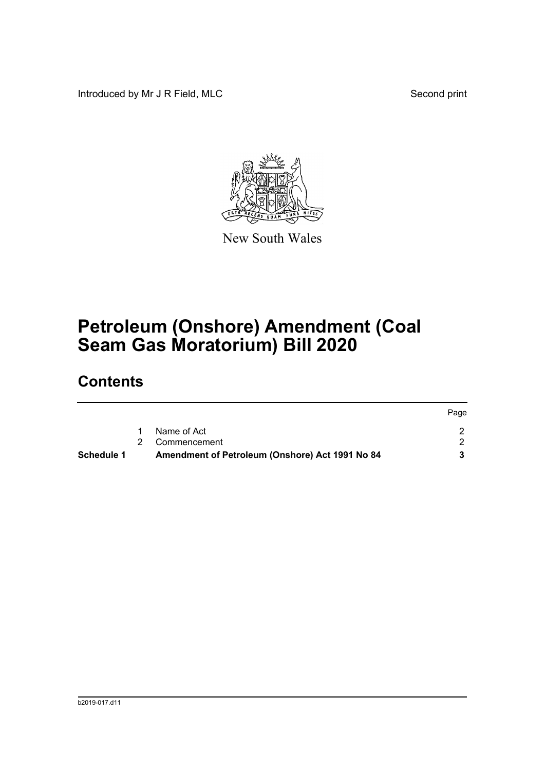Introduced by Mr J R Field, MLC

Second print

New South Wales

# Petroleum (Onshore) Amendment (Coal Seam Gas Moratorium) Bill 2020

## Contents

| | | | Page |
|---|---|---|---|
| | 1 | Name of Act | 2 |
| | 2 | Commencement | 2 |
| **Schedule 1** | | **Amendment of Petroleum (Onshore) Act 1991 No 84** | **3** |

b2019-017.d11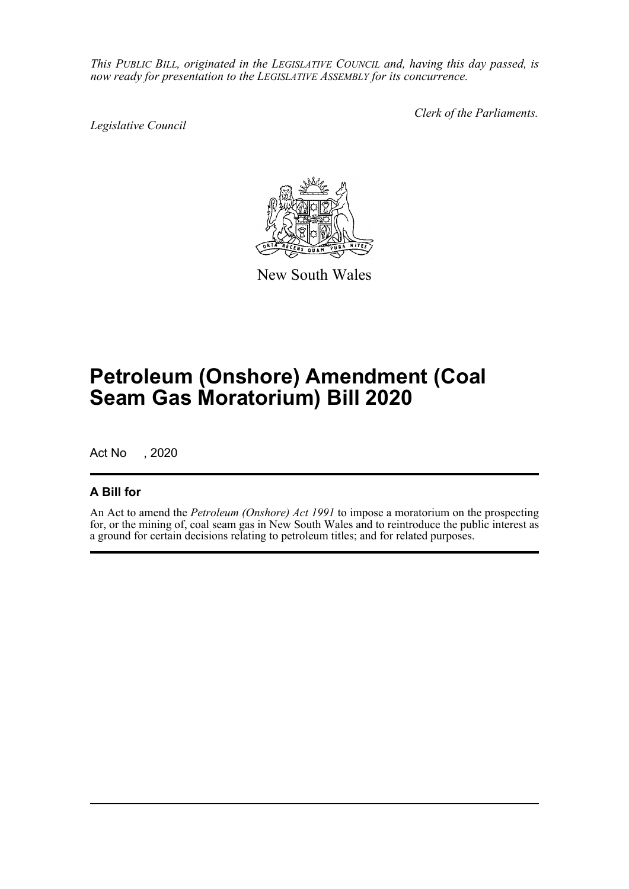*This PUBLIC BILL, originated in the LEGISLATIVE COUNCIL and, having this day passed, is now ready for presentation to the LEGISLATIVE ASSEMBLY for its concurrence.*

*Legislative Council*

*Clerk of the Parliaments.*

New South Wales

# Petroleum (Onshore) Amendment (Coal Seam Gas Moratorium) Bill 2020

Act No , 2020

## A Bill for

An Act to amend the *Petroleum (Onshore) Act 1991* to impose a moratorium on the prospecting for, or the mining of, coal seam gas in New South Wales and to reintroduce the public interest as a ground for certain decisions relating to petroleum titles; and for related purposes.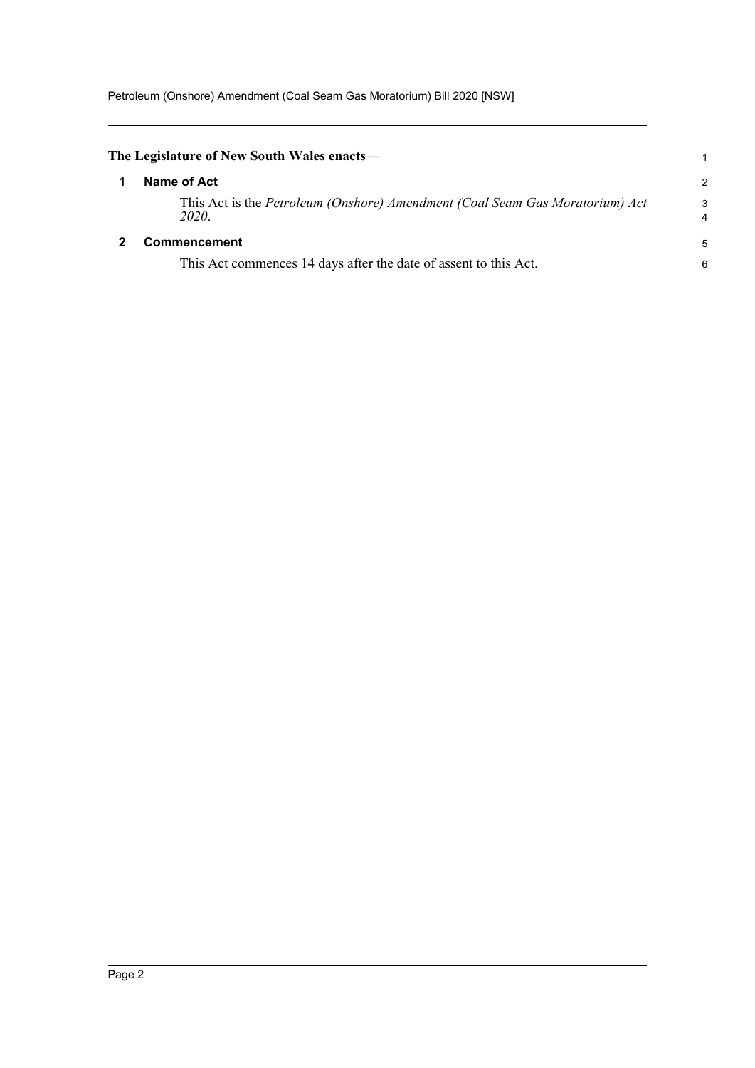**The Legislature of New South Wales enacts—**

## 1 Name of Act

This Act is the *Petroleum (Onshore) Amendment (Coal Seam Gas Moratorium) Act 2020*.

## 2 Commencement

This Act commences 14 days after the date of assent to this Act.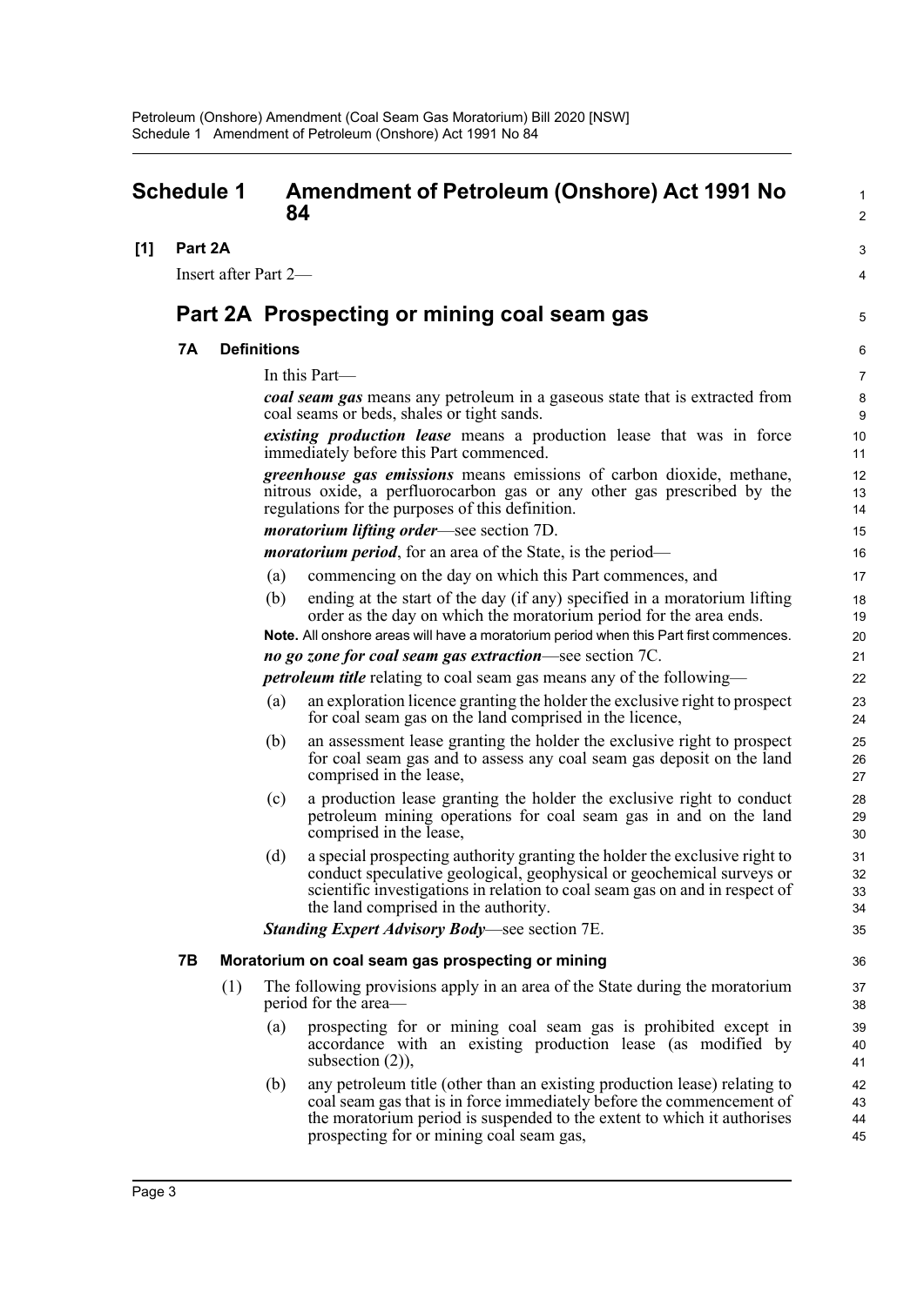## Schedule 1 Amendment of Petroleum (Onshore) Act 1991 No 84

**[1] Part 2A**

Insert after Part 2—

## Part 2A Prospecting or mining coal seam gas

### 7A Definitions

In this Part—

***coal seam gas*** means any petroleum in a gaseous state that is extracted from coal seams or beds, shales or tight sands.

***existing production lease*** means a production lease that was in force immediately before this Part commenced.

***greenhouse gas emissions*** means emissions of carbon dioxide, methane, nitrous oxide, a perfluorocarbon gas or any other gas prescribed by the regulations for the purposes of this definition.

***moratorium lifting order***—see section 7D.

***moratorium period***, for an area of the State, is the period—

(a) commencing on the day on which this Part commences, and

(b) ending at the start of the day (if any) specified in a moratorium lifting order as the day on which the moratorium period for the area ends.

**Note.** All onshore areas will have a moratorium period when this Part first commences.

***no go zone for coal seam gas extraction***—see section 7C.

***petroleum title*** relating to coal seam gas means any of the following—

(a) an exploration licence granting the holder the exclusive right to prospect for coal seam gas on the land comprised in the licence,

(b) an assessment lease granting the holder the exclusive right to prospect for coal seam gas and to assess any coal seam gas deposit on the land comprised in the lease,

(c) a production lease granting the holder the exclusive right to conduct petroleum mining operations for coal seam gas in and on the land comprised in the lease,

(d) a special prospecting authority granting the holder the exclusive right to conduct speculative geological, geophysical or geochemical surveys or scientific investigations in relation to coal seam gas on and in respect of the land comprised in the authority.

***Standing Expert Advisory Body***—see section 7E.

### 7B Moratorium on coal seam gas prospecting or mining

(1) The following provisions apply in an area of the State during the moratorium period for the area—

(a) prospecting for or mining coal seam gas is prohibited except in accordance with an existing production lease (as modified by subsection (2)),

(b) any petroleum title (other than an existing production lease) relating to coal seam gas that is in force immediately before the commencement of the moratorium period is suspended to the extent to which it authorises prospecting for or mining coal seam gas,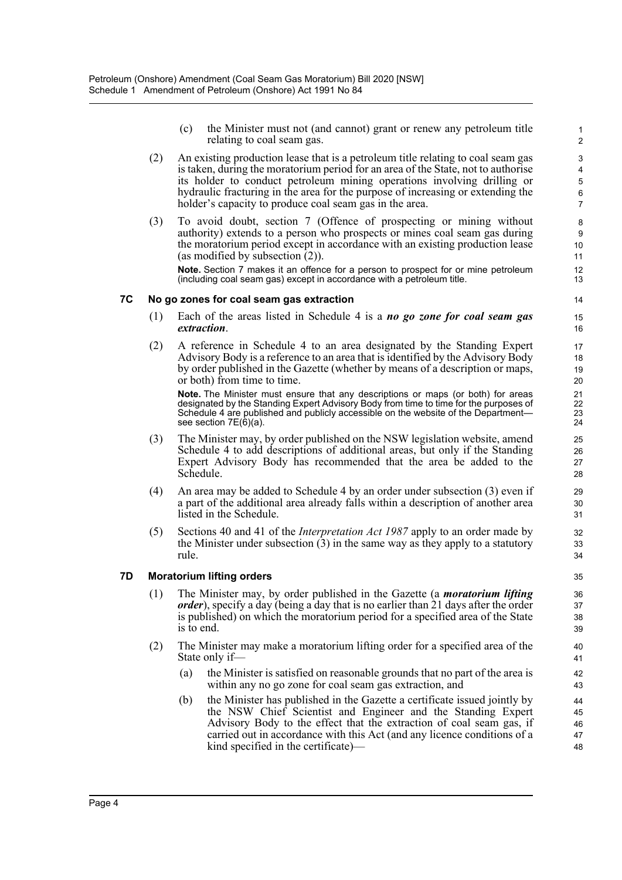(c) the Minister must not (and cannot) grant or renew any petroleum title relating to coal seam gas.

(2) An existing production lease that is a petroleum title relating to coal seam gas is taken, during the moratorium period for an area of the State, not to authorise its holder to conduct petroleum mining operations involving drilling or hydraulic fracturing in the area for the purpose of increasing or extending the holder's capacity to produce coal seam gas in the area.

(3) To avoid doubt, section 7 (Offence of prospecting or mining without authority) extends to a person who prospects or mines coal seam gas during the moratorium period except in accordance with an existing production lease (as modified by subsection (2)).

**Note.** Section 7 makes it an offence for a person to prospect for or mine petroleum (including coal seam gas) except in accordance with a petroleum title.

### 7C No go zones for coal seam gas extraction

(1) Each of the areas listed in Schedule 4 is a ***no go zone for coal seam gas extraction***.

(2) A reference in Schedule 4 to an area designated by the Standing Expert Advisory Body is a reference to an area that is identified by the Advisory Body by order published in the Gazette (whether by means of a description or maps, or both) from time to time.

**Note.** The Minister must ensure that any descriptions or maps (or both) for areas designated by the Standing Expert Advisory Body from time to time for the purposes of Schedule 4 are published and publicly accessible on the website of the Department—see section 7E(6)(a).

(3) The Minister may, by order published on the NSW legislation website, amend Schedule 4 to add descriptions of additional areas, but only if the Standing Expert Advisory Body has recommended that the area be added to the Schedule.

(4) An area may be added to Schedule 4 by an order under subsection (3) even if a part of the additional area already falls within a description of another area listed in the Schedule.

(5) Sections 40 and 41 of the *Interpretation Act 1987* apply to an order made by the Minister under subsection (3) in the same way as they apply to a statutory rule.

### 7D Moratorium lifting orders

(1) The Minister may, by order published in the Gazette (a ***moratorium lifting order***), specify a day (being a day that is no earlier than 21 days after the order is published) on which the moratorium period for a specified area of the State is to end.

(2) The Minister may make a moratorium lifting order for a specified area of the State only if—

(a) the Minister is satisfied on reasonable grounds that no part of the area is within any no go zone for coal seam gas extraction, and

(b) the Minister has published in the Gazette a certificate issued jointly by the NSW Chief Scientist and Engineer and the Standing Expert Advisory Body to the effect that the extraction of coal seam gas, if carried out in accordance with this Act (and any licence conditions of a kind specified in the certificate)—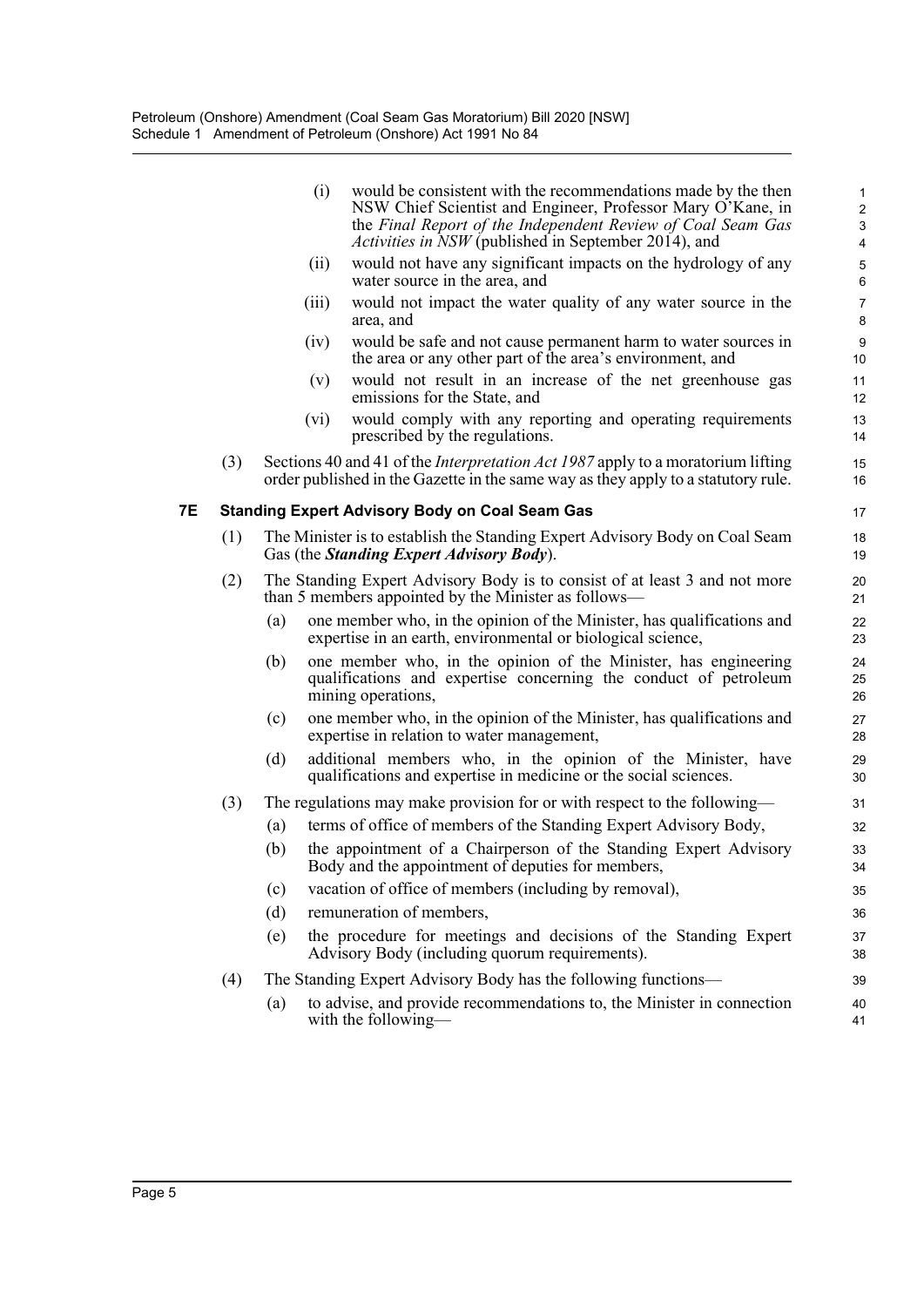(i) would be consistent with the recommendations made by the then NSW Chief Scientist and Engineer, Professor Mary O'Kane, in the *Final Report of the Independent Review of Coal Seam Gas Activities in NSW* (published in September 2014), and

(ii) would not have any significant impacts on the hydrology of any water source in the area, and

(iii) would not impact the water quality of any water source in the area, and

(iv) would be safe and not cause permanent harm to water sources in the area or any other part of the area's environment, and

(v) would not result in an increase of the net greenhouse gas emissions for the State, and

(vi) would comply with any reporting and operating requirements prescribed by the regulations.

(3) Sections 40 and 41 of the *Interpretation Act 1987* apply to a moratorium lifting order published in the Gazette in the same way as they apply to a statutory rule.

### 7E Standing Expert Advisory Body on Coal Seam Gas

(1) The Minister is to establish the Standing Expert Advisory Body on Coal Seam Gas (the ***Standing Expert Advisory Body***).

(2) The Standing Expert Advisory Body is to consist of at least 3 and not more than 5 members appointed by the Minister as follows—

(a) one member who, in the opinion of the Minister, has qualifications and expertise in an earth, environmental or biological science,

(b) one member who, in the opinion of the Minister, has engineering qualifications and expertise concerning the conduct of petroleum mining operations,

(c) one member who, in the opinion of the Minister, has qualifications and expertise in relation to water management,

(d) additional members who, in the opinion of the Minister, have qualifications and expertise in medicine or the social sciences.

(3) The regulations may make provision for or with respect to the following—

(a) terms of office of members of the Standing Expert Advisory Body,

(b) the appointment of a Chairperson of the Standing Expert Advisory Body and the appointment of deputies for members,

(c) vacation of office of members (including by removal),

(d) remuneration of members,

(e) the procedure for meetings and decisions of the Standing Expert Advisory Body (including quorum requirements).

(4) The Standing Expert Advisory Body has the following functions—

(a) to advise, and provide recommendations to, the Minister in connection with the following—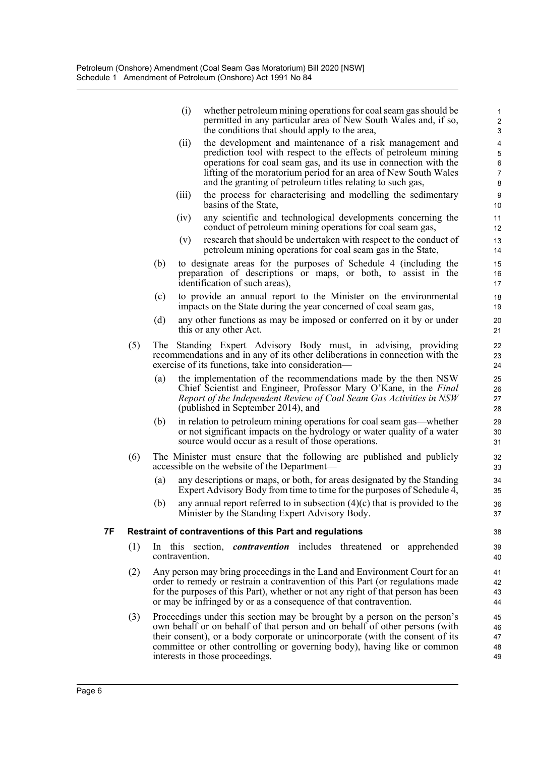(i) whether petroleum mining operations for coal seam gas should be permitted in any particular area of New South Wales and, if so, the conditions that should apply to the area,

(ii) the development and maintenance of a risk management and prediction tool with respect to the effects of petroleum mining operations for coal seam gas, and its use in connection with the lifting of the moratorium period for an area of New South Wales and the granting of petroleum titles relating to such gas,

(iii) the process for characterising and modelling the sedimentary basins of the State,

(iv) any scientific and technological developments concerning the conduct of petroleum mining operations for coal seam gas,

(v) research that should be undertaken with respect to the conduct of petroleum mining operations for coal seam gas in the State,

(b) to designate areas for the purposes of Schedule 4 (including the preparation of descriptions or maps, or both, to assist in the identification of such areas),

(c) to provide an annual report to the Minister on the environmental impacts on the State during the year concerned of coal seam gas,

(d) any other functions as may be imposed or conferred on it by or under this or any other Act.

(5) The Standing Expert Advisory Body must, in advising, providing recommendations and in any of its other deliberations in connection with the exercise of its functions, take into consideration—

(a) the implementation of the recommendations made by the then NSW Chief Scientist and Engineer, Professor Mary O'Kane, in the *Final Report of the Independent Review of Coal Seam Gas Activities in NSW* (published in September 2014), and

(b) in relation to petroleum mining operations for coal seam gas—whether or not significant impacts on the hydrology or water quality of a water source would occur as a result of those operations.

(6) The Minister must ensure that the following are published and publicly accessible on the website of the Department—

(a) any descriptions or maps, or both, for areas designated by the Standing Expert Advisory Body from time to time for the purposes of Schedule 4,

(b) any annual report referred to in subsection (4)(c) that is provided to the Minister by the Standing Expert Advisory Body.

### 7F Restraint of contraventions of this Part and regulations

(1) In this section, ***contravention*** includes threatened or apprehended contravention.

(2) Any person may bring proceedings in the Land and Environment Court for an order to remedy or restrain a contravention of this Part (or regulations made for the purposes of this Part), whether or not any right of that person has been or may be infringed by or as a consequence of that contravention.

(3) Proceedings under this section may be brought by a person on the person's own behalf or on behalf of that person and on behalf of other persons (with their consent), or a body corporate or unincorporate (with the consent of its committee or other controlling or governing body), having like or common interests in those proceedings.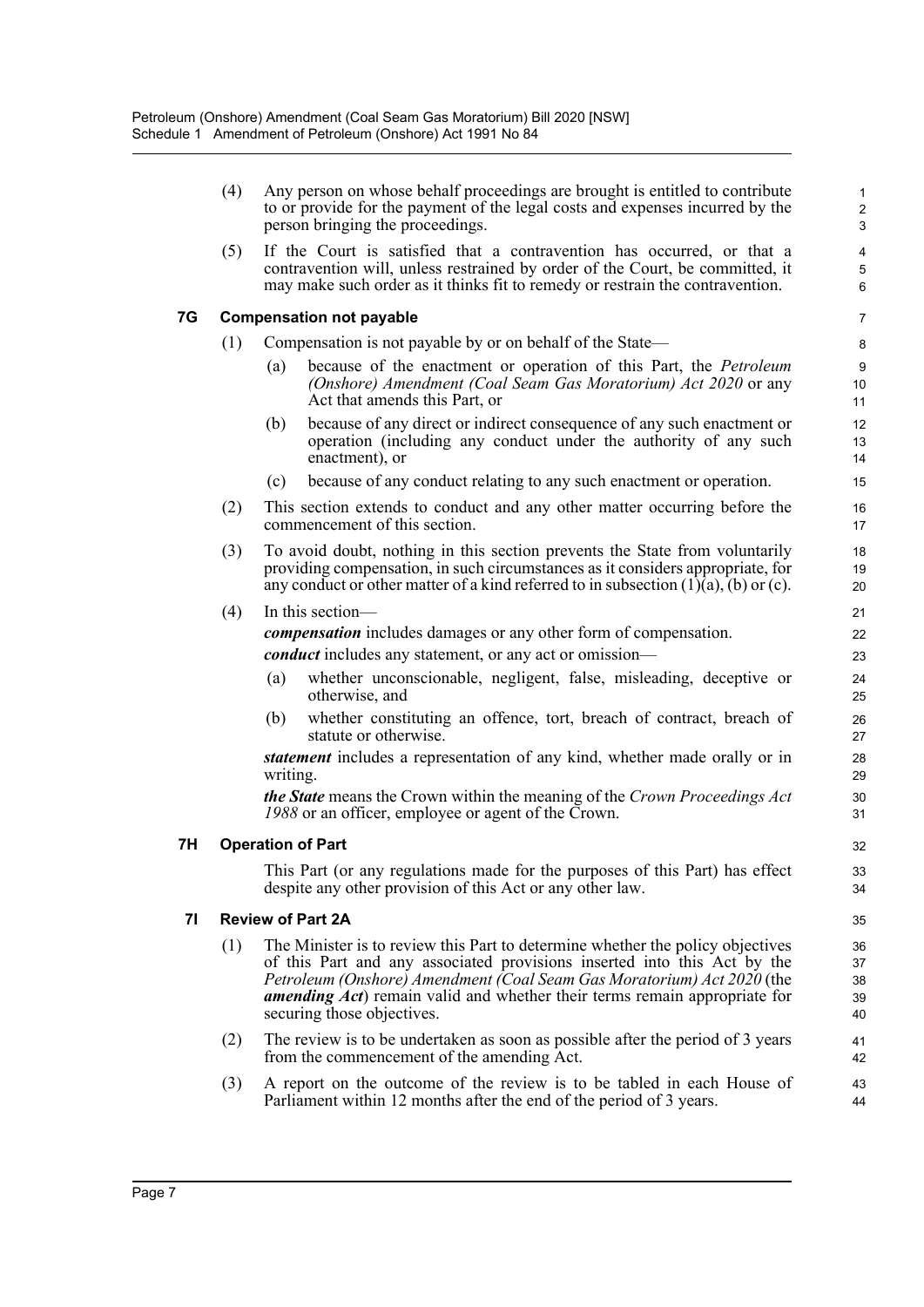(4) Any person on whose behalf proceedings are brought is entitled to contribute to or provide for the payment of the legal costs and expenses incurred by the person bringing the proceedings.

(5) If the Court is satisfied that a contravention has occurred, or that a contravention will, unless restrained by order of the Court, be committed, it may make such order as it thinks fit to remedy or restrain the contravention.

### 7G Compensation not payable

(1) Compensation is not payable by or on behalf of the State—

(a) because of the enactment or operation of this Part, the *Petroleum (Onshore) Amendment (Coal Seam Gas Moratorium) Act 2020* or any Act that amends this Part, or

(b) because of any direct or indirect consequence of any such enactment or operation (including any conduct under the authority of any such enactment), or

(c) because of any conduct relating to any such enactment or operation.

(2) This section extends to conduct and any other matter occurring before the commencement of this section.

(3) To avoid doubt, nothing in this section prevents the State from voluntarily providing compensation, in such circumstances as it considers appropriate, for any conduct or other matter of a kind referred to in subsection (1)(a), (b) or (c).

(4) In this section—

***compensation*** includes damages or any other form of compensation.

***conduct*** includes any statement, or any act or omission—

(a) whether unconscionable, negligent, false, misleading, deceptive or otherwise, and

(b) whether constituting an offence, tort, breach of contract, breach of statute or otherwise.

***statement*** includes a representation of any kind, whether made orally or in writing.

***the State*** means the Crown within the meaning of the *Crown Proceedings Act 1988* or an officer, employee or agent of the Crown.

### 7H Operation of Part

This Part (or any regulations made for the purposes of this Part) has effect despite any other provision of this Act or any other law.

### 7I Review of Part 2A

(1) The Minister is to review this Part to determine whether the policy objectives of this Part and any associated provisions inserted into this Act by the *Petroleum (Onshore) Amendment (Coal Seam Gas Moratorium) Act 2020* (the ***amending Act***) remain valid and whether their terms remain appropriate for securing those objectives.

(2) The review is to be undertaken as soon as possible after the period of 3 years from the commencement of the amending Act.

(3) A report on the outcome of the review is to be tabled in each House of Parliament within 12 months after the end of the period of 3 years.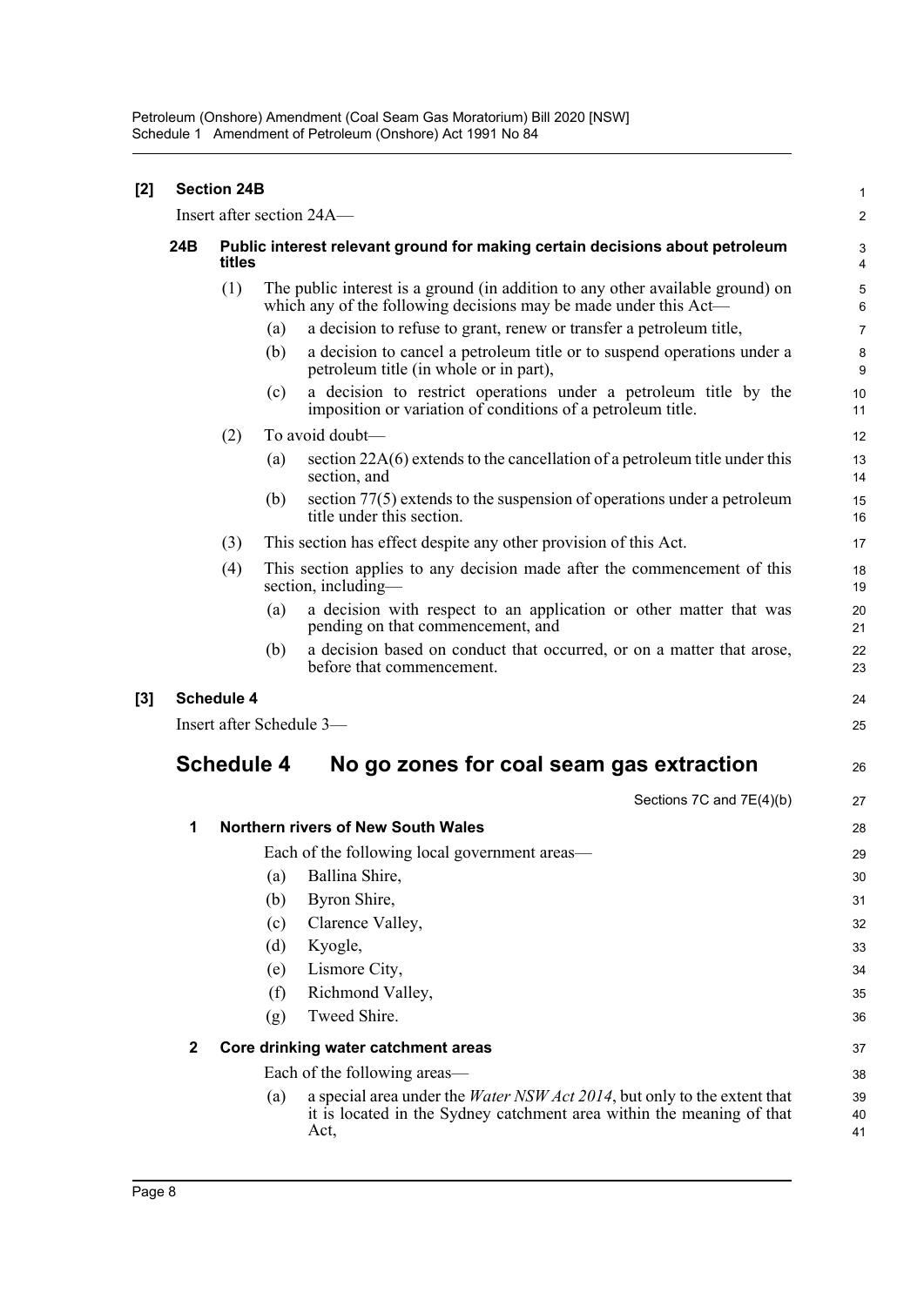**[2] Section 24B**

Insert after section 24A—

**24B Public interest relevant ground for making certain decisions about petroleum titles**

(1) The public interest is a ground (in addition to any other available ground) on which any of the following decisions may be made under this Act—

(a) a decision to refuse to grant, renew or transfer a petroleum title,

(b) a decision to cancel a petroleum title or to suspend operations under a petroleum title (in whole or in part),

(c) a decision to restrict operations under a petroleum title by the imposition or variation of conditions of a petroleum title.

(2) To avoid doubt—

(a) section 22A(6) extends to the cancellation of a petroleum title under this section, and

(b) section 77(5) extends to the suspension of operations under a petroleum title under this section.

(3) This section has effect despite any other provision of this Act.

(4) This section applies to any decision made after the commencement of this section, including—

(a) a decision with respect to an application or other matter that was pending on that commencement, and

(b) a decision based on conduct that occurred, or on a matter that arose, before that commencement.

**[3] Schedule 4**

Insert after Schedule 3—

## Schedule 4 No go zones for coal seam gas extraction

Sections 7C and 7E(4)(b)

**1 Northern rivers of New South Wales**

Each of the following local government areas—

(a) Ballina Shire,

(b) Byron Shire,

(c) Clarence Valley,

(d) Kyogle,

(e) Lismore City,

(f) Richmond Valley,

(g) Tweed Shire.

**2 Core drinking water catchment areas**

Each of the following areas—

(a) a special area under the *Water NSW Act 2014*, but only to the extent that it is located in the Sydney catchment area within the meaning of that Act,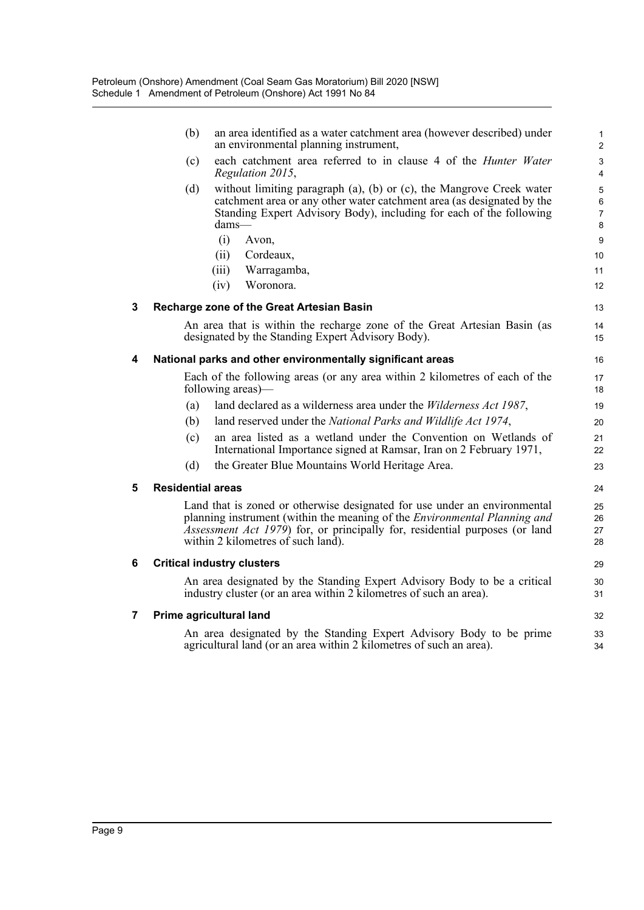(b) an area identified as a water catchment area (however described) under an environmental planning instrument,

(c) each catchment area referred to in clause 4 of the *Hunter Water Regulation 2015*,

(d) without limiting paragraph (a), (b) or (c), the Mangrove Creek water catchment area or any other water catchment area (as designated by the Standing Expert Advisory Body), including for each of the following dams—

  (i) Avon,

  (ii) Cordeaux,

  (iii) Warragamba,

  (iv) Woronora.

### 3 Recharge zone of the Great Artesian Basin

An area that is within the recharge zone of the Great Artesian Basin (as designated by the Standing Expert Advisory Body).

### 4 National parks and other environmentally significant areas

Each of the following areas (or any area within 2 kilometres of each of the following areas)—

(a) land declared as a wilderness area under the *Wilderness Act 1987*,

(b) land reserved under the *National Parks and Wildlife Act 1974*,

(c) an area listed as a wetland under the Convention on Wetlands of International Importance signed at Ramsar, Iran on 2 February 1971,

(d) the Greater Blue Mountains World Heritage Area.

### 5 Residential areas

Land that is zoned or otherwise designated for use under an environmental planning instrument (within the meaning of the *Environmental Planning and Assessment Act 1979*) for, or principally for, residential purposes (or land within 2 kilometres of such land).

### 6 Critical industry clusters

An area designated by the Standing Expert Advisory Body to be a critical industry cluster (or an area within 2 kilometres of such an area).

### 7 Prime agricultural land

An area designated by the Standing Expert Advisory Body to be prime agricultural land (or an area within 2 kilometres of such an area).